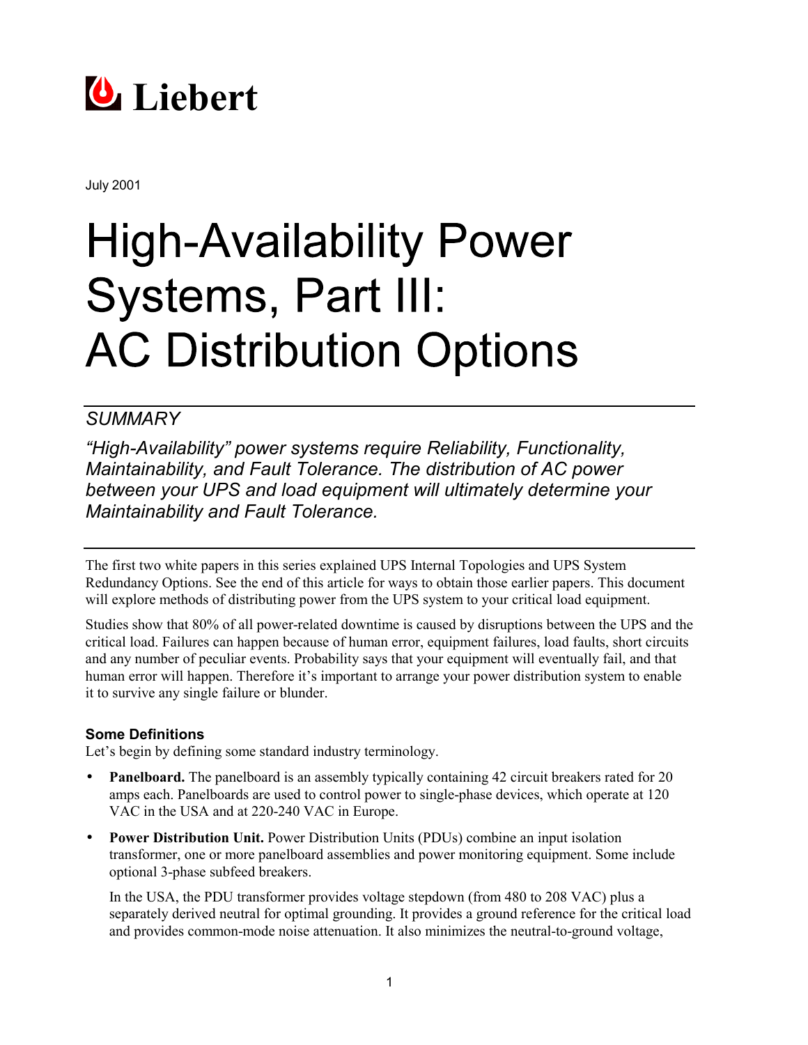Liebert

July 2001

# High-Availability Power Systems, Part III: AC Distribution Options

## SUMMARY

*"High-Availability" power systems require Reliability, Functionality, Maintainability, and Fault Tolerance. The distribution of AC power between your UPS and load equipment will ultimately determine your Maintainability and Fault Tolerance.*

The first two white papers in this series explained UPS Internal Topologies and UPS System Redundancy Options. See the end of this article for ways to obtain those earlier papers. This document will explore methods of distributing power from the UPS system to your critical load equipment.

Studies show that 80% of all power-related downtime is caused by disruptions between the UPS and the critical load. Failures can happen because of human error, equipment failures, load faults, short circuits and any number of peculiar events. Probability says that your equipment will eventually fail, and that human error will happen. Therefore it's important to arrange your power distribution system to enable it to survive any single failure or blunder.

### Some Definitions

Let's begin by defining some standard industry terminology.

- **Panelboard.** The panelboard is an assembly typically containing 42 circuit breakers rated for 20 amps each. Panelboards are used to control power to single-phase devices, which operate at 120 VAC in the USA and at 220-240 VAC in Europe.
- **Power Distribution Unit.** Power Distribution Units (PDUs) combine an input isolation transformer, one or more panelboard assemblies and power monitoring equipment. Some include optional 3-phase subfeed breakers.

  In the USA, the PDU transformer provides voltage stepdown (from 480 to 208 VAC) plus a separately derived neutral for optimal grounding. It provides a ground reference for the critical load and provides common-mode noise attenuation. It also minimizes the neutral-to-ground voltage,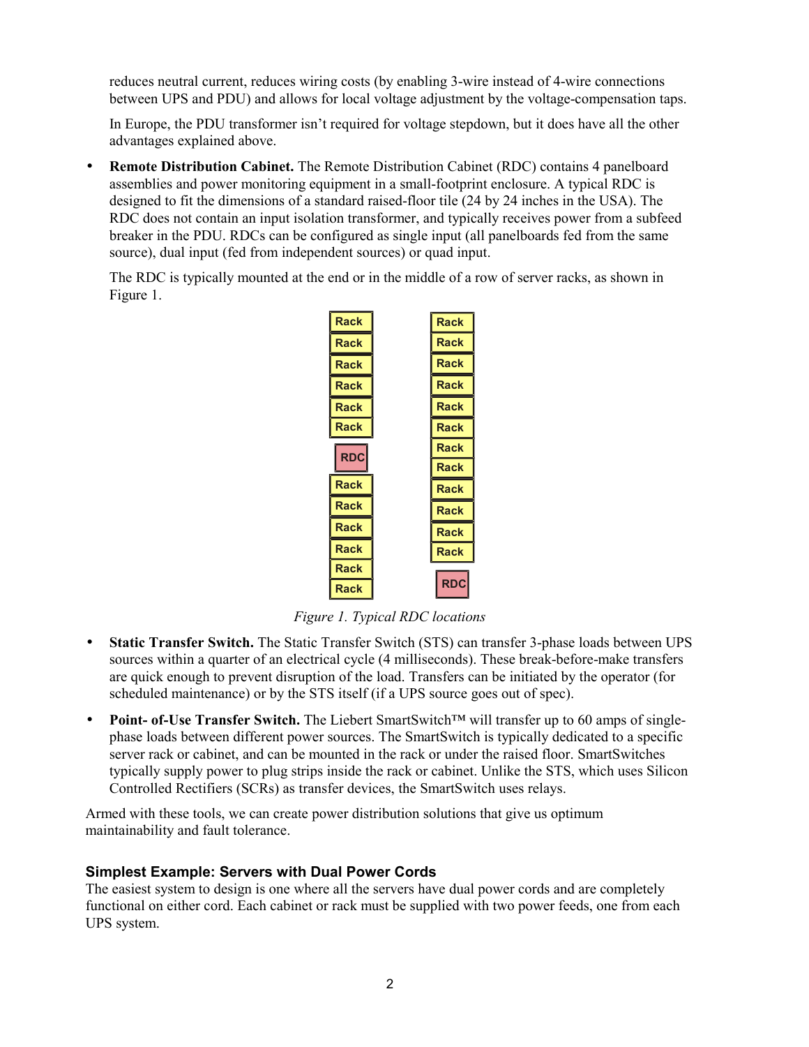reduces neutral current, reduces wiring costs (by enabling 3-wire instead of 4-wire connections between UPS and PDU) and allows for local voltage adjustment by the voltage-compensation taps.

In Europe, the PDU transformer isn't required for voltage stepdown, but it does have all the other advantages explained above.

- **Remote Distribution Cabinet.** The Remote Distribution Cabinet (RDC) contains 4 panelboard assemblies and power monitoring equipment in a small-footprint enclosure. A typical RDC is designed to fit the dimensions of a standard raised-floor tile (24 by 24 inches in the USA). The RDC does not contain an input isolation transformer, and typically receives power from a subfeed breaker in the PDU. RDCs can be configured as single input (all panelboards fed from the same source), dual input (fed from independent sources) or quad input.

  The RDC is typically mounted at the end or in the middle of a row of server racks, as shown in Figure 1.

*Figure 1. Typical RDC locations*

- **Static Transfer Switch.** The Static Transfer Switch (STS) can transfer 3-phase loads between UPS sources within a quarter of an electrical cycle (4 milliseconds). These break-before-make transfers are quick enough to prevent disruption of the load. Transfers can be initiated by the operator (for scheduled maintenance) or by the STS itself (if a UPS source goes out of spec).

- **Point- of-Use Transfer Switch.** The Liebert SmartSwitch™ will transfer up to 60 amps of single-phase loads between different power sources. The SmartSwitch is typically dedicated to a specific server rack or cabinet, and can be mounted in the rack or under the raised floor. SmartSwitches typically supply power to plug strips inside the rack or cabinet. Unlike the STS, which uses Silicon Controlled Rectifiers (SCRs) as transfer devices, the SmartSwitch uses relays.

Armed with these tools, we can create power distribution solutions that give us optimum maintainability and fault tolerance.

### Simplest Example: Servers with Dual Power Cords

The easiest system to design is one where all the servers have dual power cords and are completely functional on either cord. Each cabinet or rack must be supplied with two power feeds, one from each UPS system.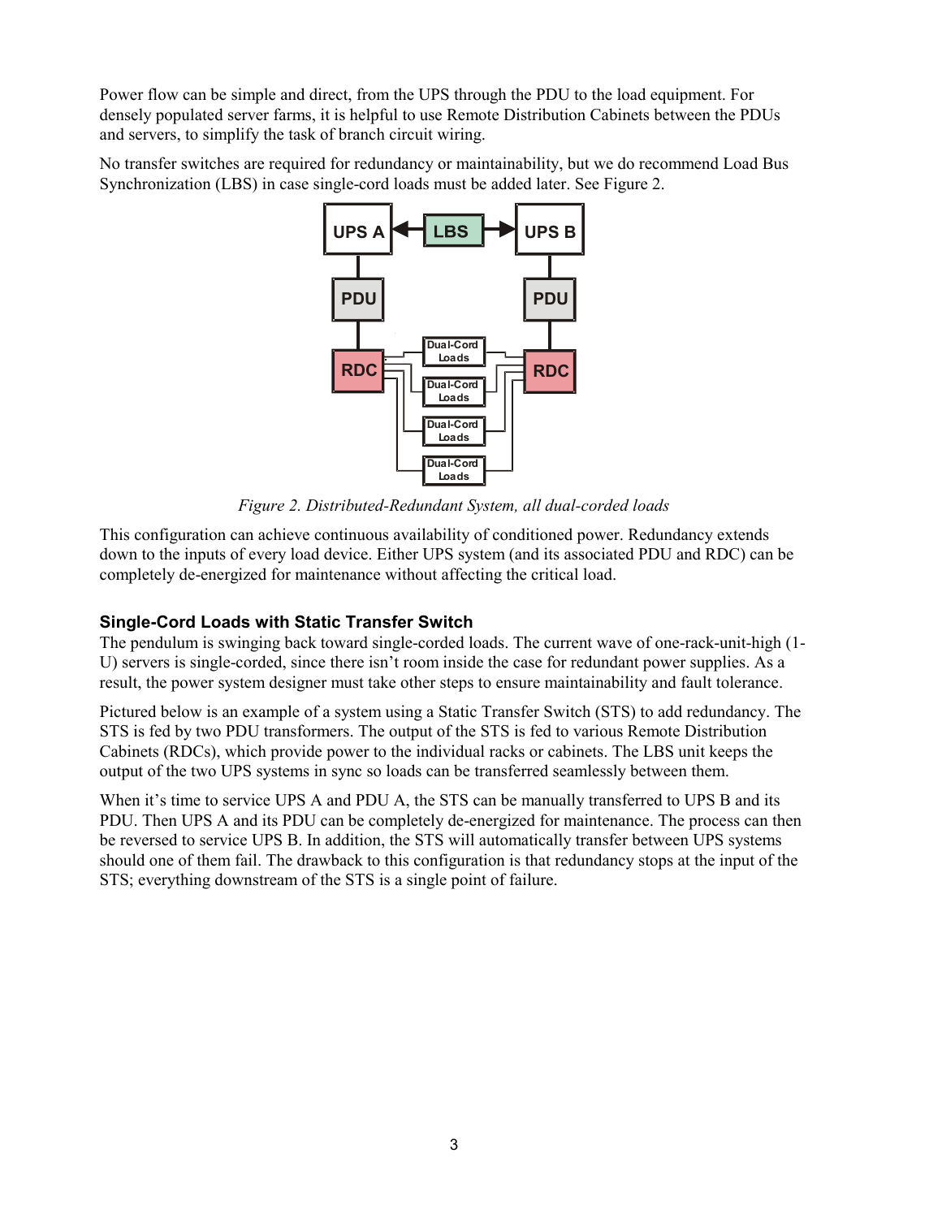Power flow can be simple and direct, from the UPS through the PDU to the load equipment. For densely populated server farms, it is helpful to use Remote Distribution Cabinets between the PDUs and servers, to simplify the task of branch circuit wiring.

No transfer switches are required for redundancy or maintainability, but we do recommend Load Bus Synchronization (LBS) in case single-cord loads must be added later. See Figure 2.

*Figure 2. Distributed-Redundant System, all dual-corded loads*

This configuration can achieve continuous availability of conditioned power. Redundancy extends down to the inputs of every load device. Either UPS system (and its associated PDU and RDC) can be completely de-energized for maintenance without affecting the critical load.

### Single-Cord Loads with Static Transfer Switch

The pendulum is swinging back toward single-corded loads. The current wave of one-rack-unit-high (1-U) servers is single-corded, since there isn't room inside the case for redundant power supplies. As a result, the power system designer must take other steps to ensure maintainability and fault tolerance.

Pictured below is an example of a system using a Static Transfer Switch (STS) to add redundancy. The STS is fed by two PDU transformers. The output of the STS is fed to various Remote Distribution Cabinets (RDCs), which provide power to the individual racks or cabinets. The LBS unit keeps the output of the two UPS systems in sync so loads can be transferred seamlessly between them.

When it's time to service UPS A and PDU A, the STS can be manually transferred to UPS B and its PDU. Then UPS A and its PDU can be completely de-energized for maintenance. The process can then be reversed to service UPS B. In addition, the STS will automatically transfer between UPS systems should one of them fail. The drawback to this configuration is that redundancy stops at the input of the STS; everything downstream of the STS is a single point of failure.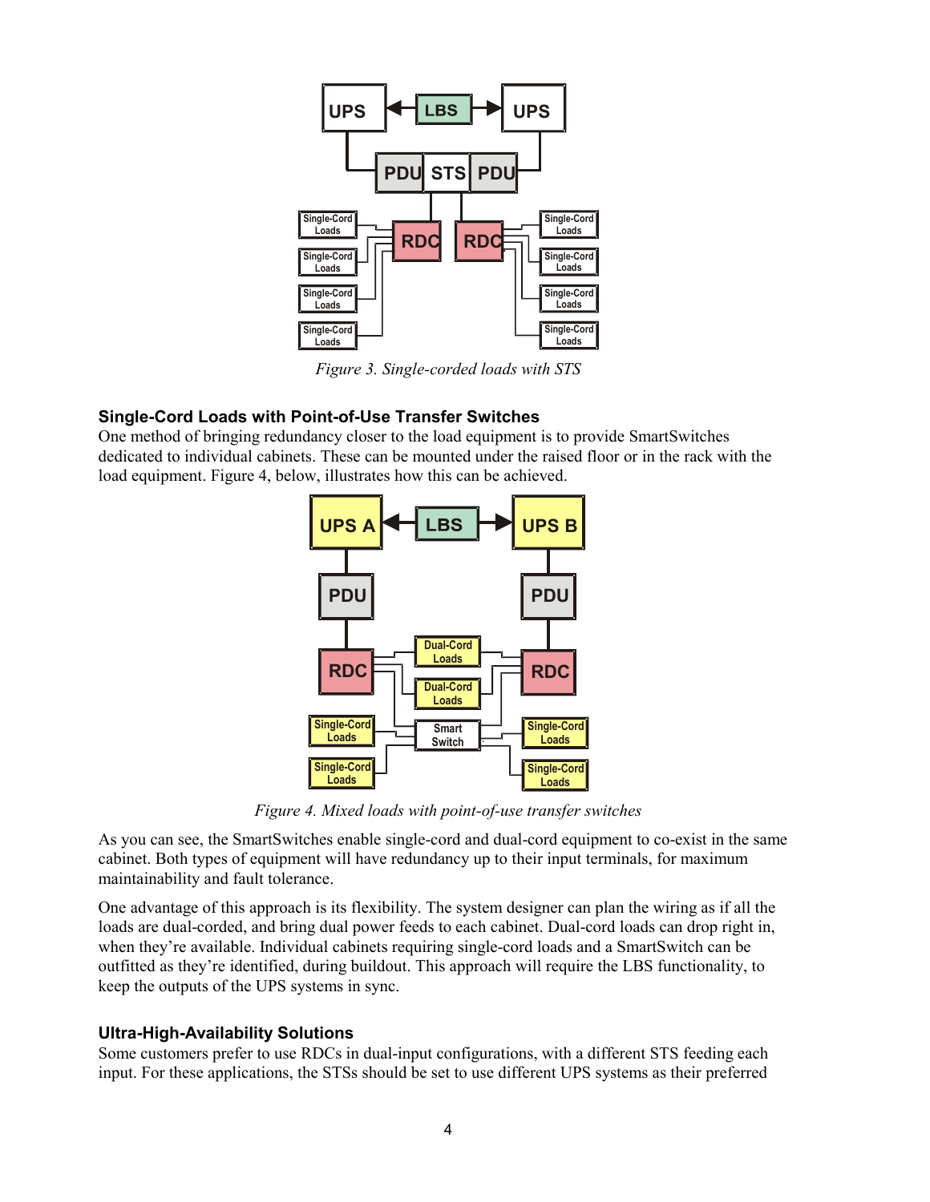*Figure 3. Single-corded loads with STS*

### Single-Cord Loads with Point-of-Use Transfer Switches

One method of bringing redundancy closer to the load equipment is to provide SmartSwitches dedicated to individual cabinets. These can be mounted under the raised floor or in the rack with the load equipment. Figure 4, below, illustrates how this can be achieved.

*Figure 4. Mixed loads with point-of-use transfer switches*

As you can see, the SmartSwitches enable single-cord and dual-cord equipment to co-exist in the same cabinet. Both types of equipment will have redundancy up to their input terminals, for maximum maintainability and fault tolerance.

One advantage of this approach is its flexibility. The system designer can plan the wiring as if all the loads are dual-corded, and bring dual power feeds to each cabinet. Dual-cord loads can drop right in, when they're available. Individual cabinets requiring single-cord loads and a SmartSwitch can be outfitted as they're identified, during buildout. This approach will require the LBS functionality, to keep the outputs of the UPS systems in sync.

### Ultra-High-Availability Solutions

Some customers prefer to use RDCs in dual-input configurations, with a different STS feeding each input. For these applications, the STSs should be set to use different UPS systems as their preferred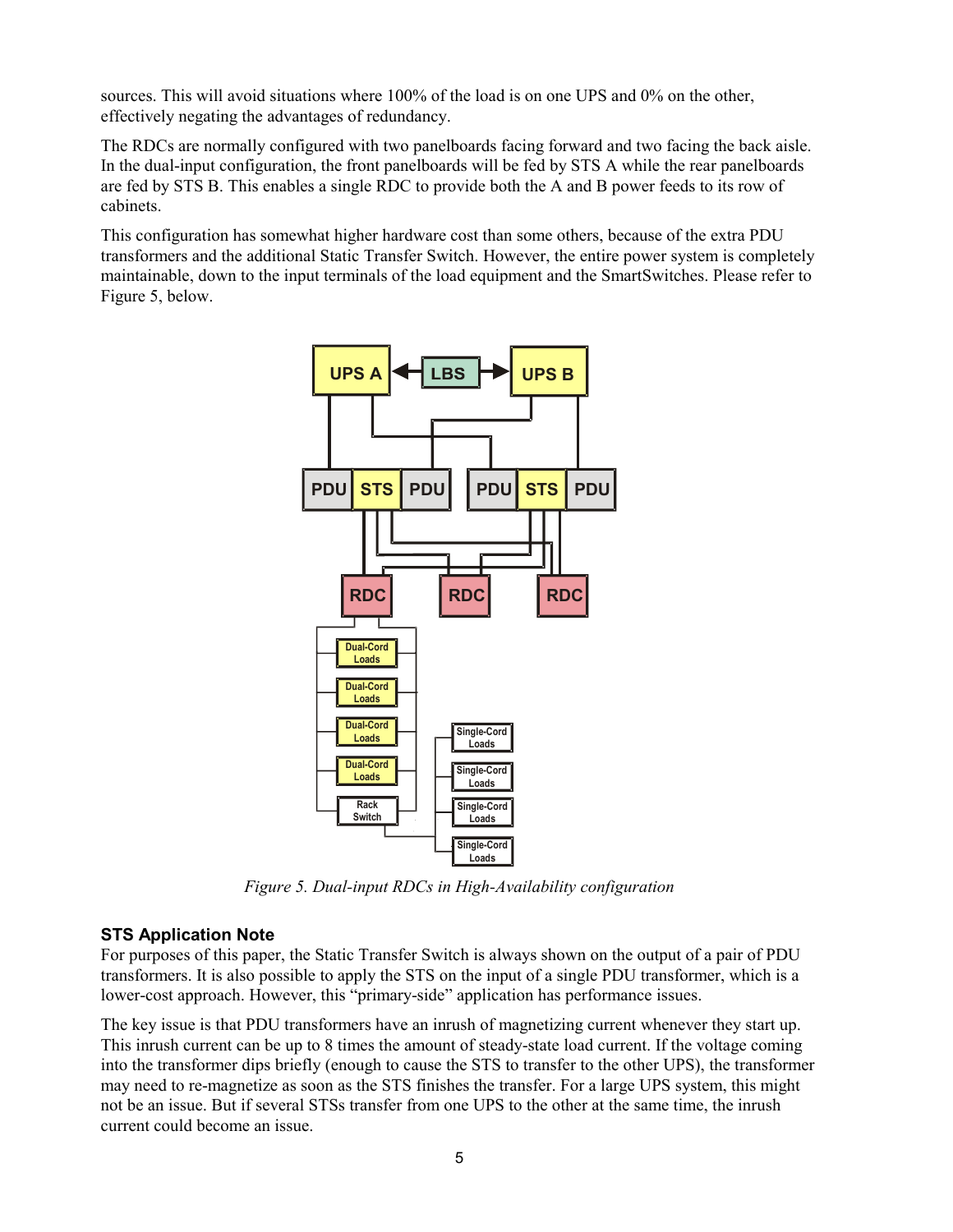sources. This will avoid situations where 100% of the load is on one UPS and 0% on the other, effectively negating the advantages of redundancy.

The RDCs are normally configured with two panelboards facing forward and two facing the back aisle. In the dual-input configuration, the front panelboards will be fed by STS A while the rear panelboards are fed by STS B. This enables a single RDC to provide both the A and B power feeds to its row of cabinets.

This configuration has somewhat higher hardware cost than some others, because of the extra PDU transformers and the additional Static Transfer Switch. However, the entire power system is completely maintainable, down to the input terminals of the load equipment and the SmartSwitches. Please refer to Figure 5, below.

*Figure 5. Dual-input RDCs in High-Availability configuration*

### STS Application Note

For purposes of this paper, the Static Transfer Switch is always shown on the output of a pair of PDU transformers. It is also possible to apply the STS on the input of a single PDU transformer, which is a lower-cost approach. However, this "primary-side" application has performance issues.

The key issue is that PDU transformers have an inrush of magnetizing current whenever they start up. This inrush current can be up to 8 times the amount of steady-state load current. If the voltage coming into the transformer dips briefly (enough to cause the STS to transfer to the other UPS), the transformer may need to re-magnetize as soon as the STS finishes the transfer. For a large UPS system, this might not be an issue. But if several STSs transfer from one UPS to the other at the same time, the inrush current could become an issue.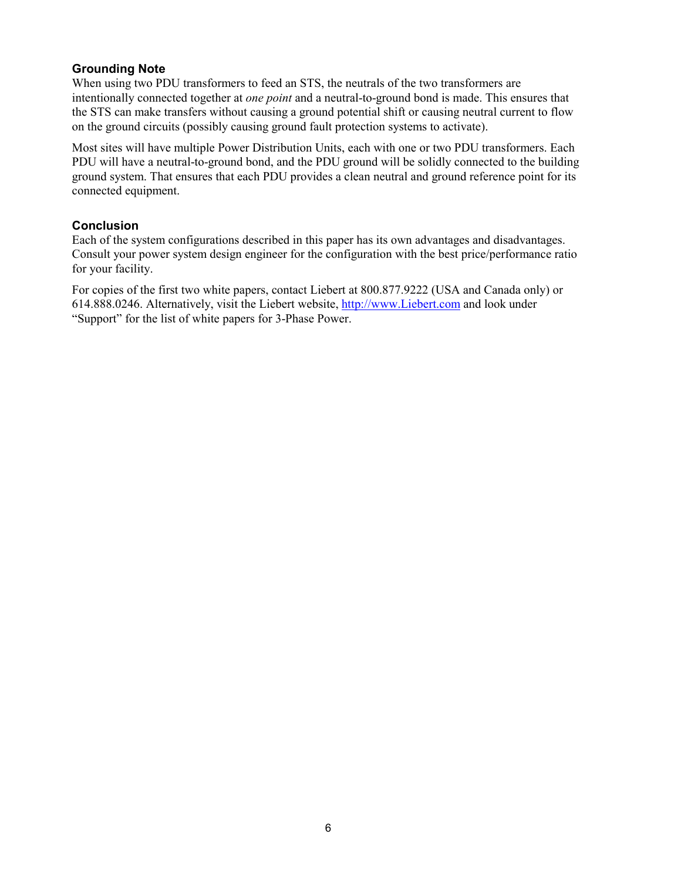## Grounding Note

When using two PDU transformers to feed an STS, the neutrals of the two transformers are intentionally connected together at *one point* and a neutral-to-ground bond is made. This ensures that the STS can make transfers without causing a ground potential shift or causing neutral current to flow on the ground circuits (possibly causing ground fault protection systems to activate).

Most sites will have multiple Power Distribution Units, each with one or two PDU transformers. Each PDU will have a neutral-to-ground bond, and the PDU ground will be solidly connected to the building ground system. That ensures that each PDU provides a clean neutral and ground reference point for its connected equipment.

## Conclusion

Each of the system configurations described in this paper has its own advantages and disadvantages. Consult your power system design engineer for the configuration with the best price/performance ratio for your facility.

For copies of the first two white papers, contact Liebert at 800.877.9222 (USA and Canada only) or 614.888.0246. Alternatively, visit the Liebert website, [http://www.Liebert.com](http://www.Liebert.com) and look under “Support” for the list of white papers for 3-Phase Power.